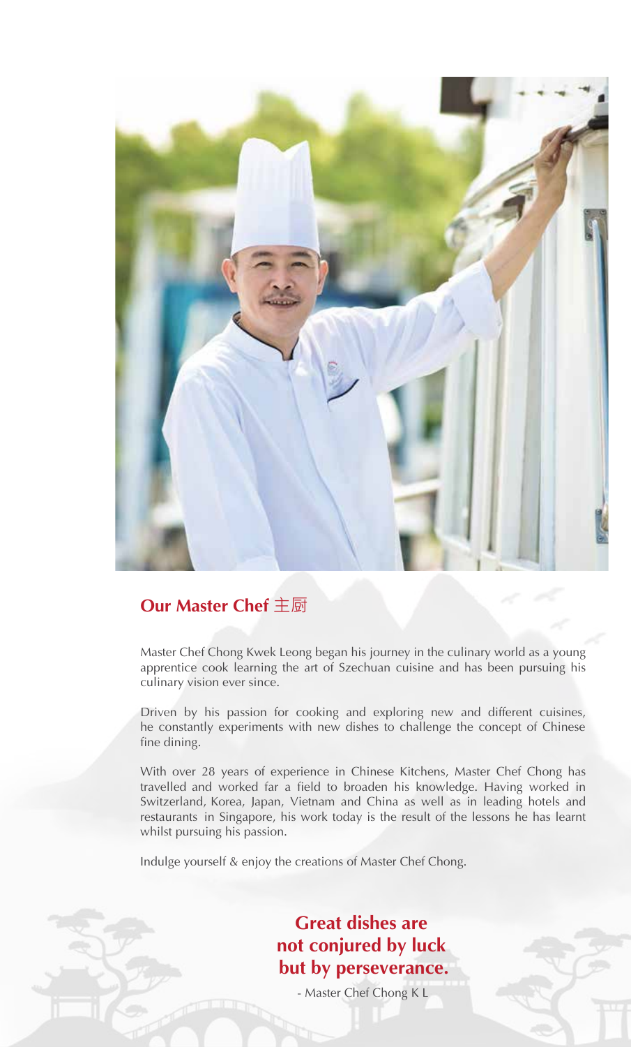## Our Master Chef 主厨

Master Chef Chong Kwek Leong began his journey in the culinary world as a young apprentice cook learning the art of Szechuan cuisine and has been pursuing his culinary vision ever since.

Driven by his passion for cooking and exploring new and different cuisines, he constantly experiments with new dishes to challenge the concept of Chinese fine dining.

With over 28 years of experience in Chinese Kitchens, Master Chef Chong has travelled and worked far a field to broaden his knowledge. Having worked in Switzerland, Korea, Japan, Vietnam and China as well as in leading hotels and restaurants in Singapore, his work today is the result of the lessons he has learnt whilst pursuing his passion.

Indulge yourself & enjoy the creations of Master Chef Chong.

**Great dishes are not conjured by luck but by perseverance.**

- Master Chef Chong K L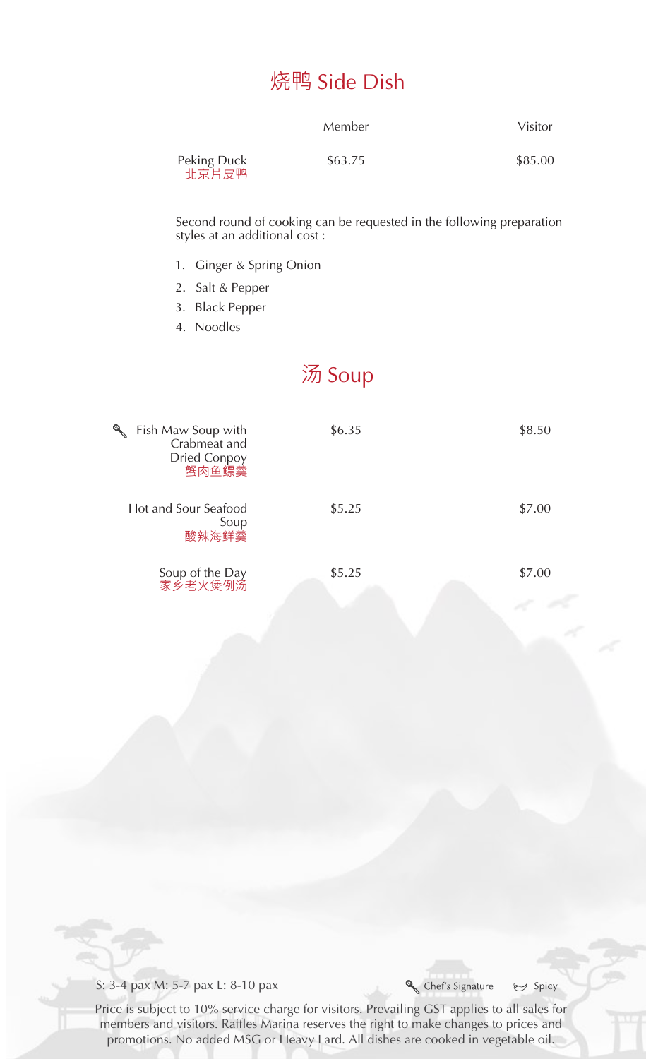## 烧鸭 Side Dish

| | Member | Visitor |
|---|---|---|
| Peking Duck 北京片皮鸭 | $63.75 | $85.00 |

Second round of cooking can be requested in the following preparation styles at an additional cost :

1. Ginger & Spring Onion
2. Salt & Pepper
3. Black Pepper
4. Noodles

## 汤 Soup

| | Member | Visitor |
|---|---|---|
| (Chef's Signature) Fish Maw Soup with Crabmeat and Dried Conpoy 蟹肉鱼鳔羹 | $6.35 | $8.50 |
| Hot and Sour Seafood Soup 酸辣海鲜羹 | $5.25 | $7.00 |
| Soup of the Day 家乡老火煲例汤 | $5.25 | $7.00 |

S: 3-4 pax M: 5-7 pax L: 8-10 pax

Chef's Signature　Spicy

Price is subject to 10% service charge for visitors. Prevailing GST applies to all sales for members and visitors. Raffles Marina reserves the right to make changes to prices and promotions. No added MSG or Heavy Lard. All dishes are cooked in vegetable oil.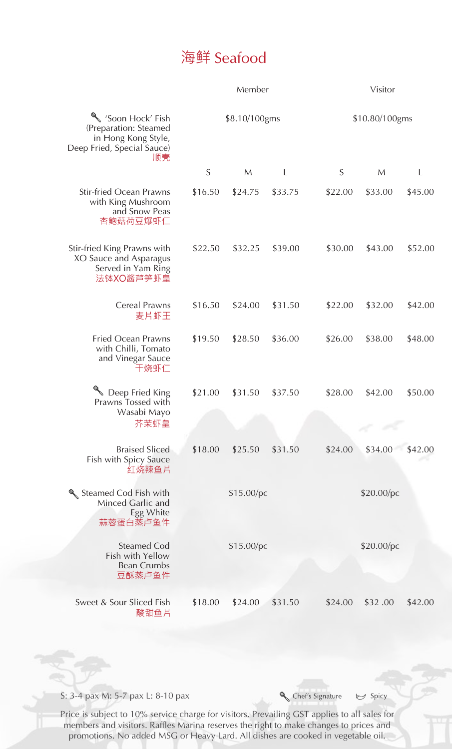# 海鲜 Seafood

| | Member | | | Visitor | | |
|---|---|---|---|---|---|---|
| 🔪 'Soon Hock' Fish (Preparation: Steamed in Hong Kong Style, Deep Fried, Special Sauce) 顺壳 | $8.10/100gms | | | $10.80/100gms | | |
| | S | M | L | S | M | L |
| Stir-fried Ocean Prawns with King Mushroom and Snow Peas 杏鲍菇荷豆爆虾仁 | $16.50 | $24.75 | $33.75 | $22.00 | $33.00 | $45.00 |
| Stir-fried King Prawns with XO Sauce and Asparagus Served in Yam Ring 法钵XO酱芦笋虾皇 | $22.50 | $32.25 | $39.00 | $30.00 | $43.00 | $52.00 |
| Cereal Prawns 麦片虾王 | $16.50 | $24.00 | $31.50 | $22.00 | $32.00 | $42.00 |
| Fried Ocean Prawns with Chilli, Tomato and Vinegar Sauce 干烧虾仁 | $19.50 | $28.50 | $36.00 | $26.00 | $38.00 | $48.00 |
| 🔪 Deep Fried King Prawns Tossed with Wasabi Mayo 芥茉虾皇 | $21.00 | $31.50 | $37.50 | $28.00 | $42.00 | $50.00 |
| Braised Sliced Fish with Spicy Sauce 红烧辣鱼片 | $18.00 | $25.50 | $31.50 | $24.00 | $34.00 | $42.00 |
| 🔪 Steamed Cod Fish with Minced Garlic and Egg White 蒜蓉蛋白蒸卢鱼件 | $15.00/pc | | | $20.00/pc | | |
| Steamed Cod Fish with Yellow Bean Crumbs 豆酥蒸卢鱼件 | $15.00/pc | | | $20.00/pc | | |
| Sweet & Sour Sliced Fish 酸甜鱼片 | $18.00 | $24.00 | $31.50 | $24.00 | $32 .00 | $42.00 |

S: 3-4 pax M: 5-7 pax L: 8-10 pax

🔪 Chef's Signature  🌶 Spicy

Price is subject to 10% service charge for visitors. Prevailing GST applies to all sales for members and visitors. Raffles Marina reserves the right to make changes to prices and promotions. No added MSG or Heavy Lard. All dishes are cooked in vegetable oil.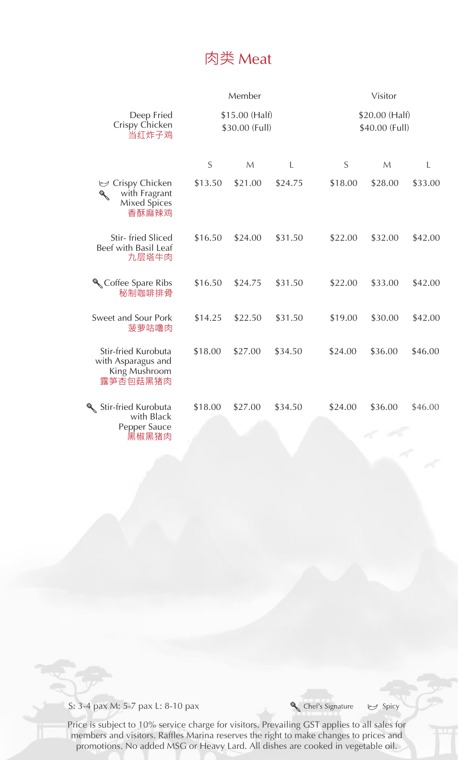# 肉类 Meat

| | Member | | | Visitor | | |
|---|---|---|---|---|---|---|
| Deep Fried Crispy Chicken 当红炸子鸡 | $15.00 (Half) $30.00 (Full) | | | $20.00 (Half) $40.00 (Full) | | |
| | S | M | L | S | M | L |
| (Spicy) (Chef's Signature) Crispy Chicken with Fragrant Mixed Spices 香酥麻辣鸡 | $13.50 | $21.00 | $24.75 | $18.00 | $28.00 | $33.00 |
| Stir- fried Sliced Beef with Basil Leaf 九层塔牛肉 | $16.50 | $24.00 | $31.50 | $22.00 | $32.00 | $42.00 |
| (Chef's Signature) Coffee Spare Ribs 秘制咖啡排骨 | $16.50 | $24.75 | $31.50 | $22.00 | $33.00 | $42.00 |
| Sweet and Sour Pork 菠萝咕噜肉 | $14.25 | $22.50 | $31.50 | $19.00 | $30.00 | $42.00 |
| Stir-fried Kurobuta with Asparagus and King Mushroom 露笋杏包菇黑猪肉 | $18.00 | $27.00 | $34.50 | $24.00 | $36.00 | $46.00 |
| (Chef's Signature) Stir-fried Kurobuta with Black Pepper Sauce 黑椒黑猪肉 | $18.00 | $27.00 | $34.50 | $24.00 | $36.00 | $46.00 |

S: 3-4 pax M: 5-7 pax L: 8-10 pax

Chef's Signature    Spicy

Price is subject to 10% service charge for visitors. Prevailing GST applies to all sales for members and visitors. Raffles Marina reserves the right to make changes to prices and promotions. No added MSG or Heavy Lard. All dishes are cooked in vegetable oil.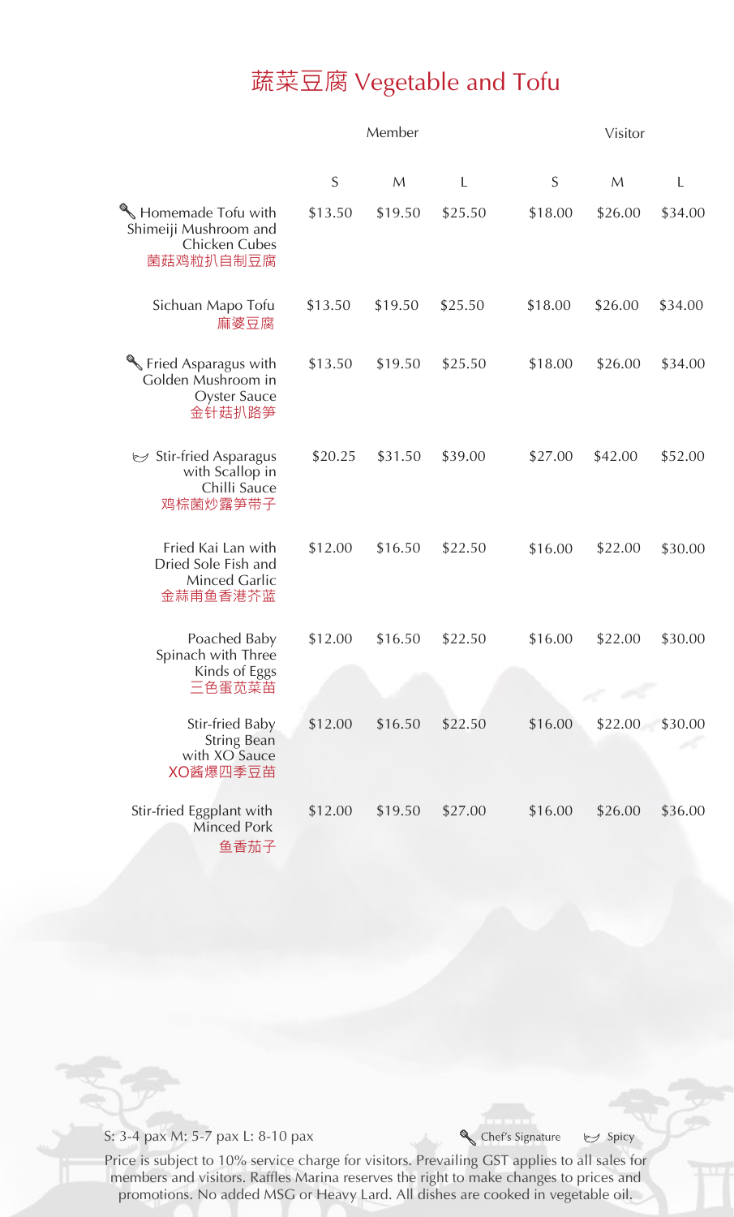# 蔬菜豆腐 Vegetable and Tofu

| | Member | | | Visitor | | |
|---|---|---|---|---|---|---|
| | S | M | L | S | M | L |
| 🥄 Homemade Tofu with Shimeiji Mushroom and Chicken Cubes 菌菇鸡粒扒自制豆腐 | $13.50 | $19.50 | $25.50 | $18.00 | $26.00 | $34.00 |
| Sichuan Mapo Tofu 麻婆豆腐 | $13.50 | $19.50 | $25.50 | $18.00 | $26.00 | $34.00 |
| 🥄 Fried Asparagus with Golden Mushroom in Oyster Sauce 金针菇扒路笋 | $13.50 | $19.50 | $25.50 | $18.00 | $26.00 | $34.00 |
| 🌶 Stir-fried Asparagus with Scallop in Chilli Sauce 鸡棕菌炒露笋带子 | $20.25 | $31.50 | $39.00 | $27.00 | $42.00 | $52.00 |
| Fried Kai Lan with Dried Sole Fish and Minced Garlic 金蒜甫鱼香港芥蓝 | $12.00 | $16.50 | $22.50 | $16.00 | $22.00 | $30.00 |
| Poached Baby Spinach with Three Kinds of Eggs 三色蛋苋菜苗 | $12.00 | $16.50 | $22.50 | $16.00 | $22.00 | $30.00 |
| Stir-fried Baby String Bean with XO Sauce XO酱爆四季豆苗 | $12.00 | $16.50 | $22.50 | $16.00 | $22.00 | $30.00 |
| Stir-fried Eggplant with Minced Pork 鱼香茄子 | $12.00 | $19.50 | $27.00 | $16.00 | $26.00 | $36.00 |

S: 3-4 pax M: 5-7 pax L: 8-10 pax

🥄 Chef's Signature 🌶 Spicy

Price is subject to 10% service charge for visitors. Prevailing GST applies to all sales for members and visitors. Raffles Marina reserves the right to make changes to prices and promotions. No added MSG or Heavy Lard. All dishes are cooked in vegetable oil.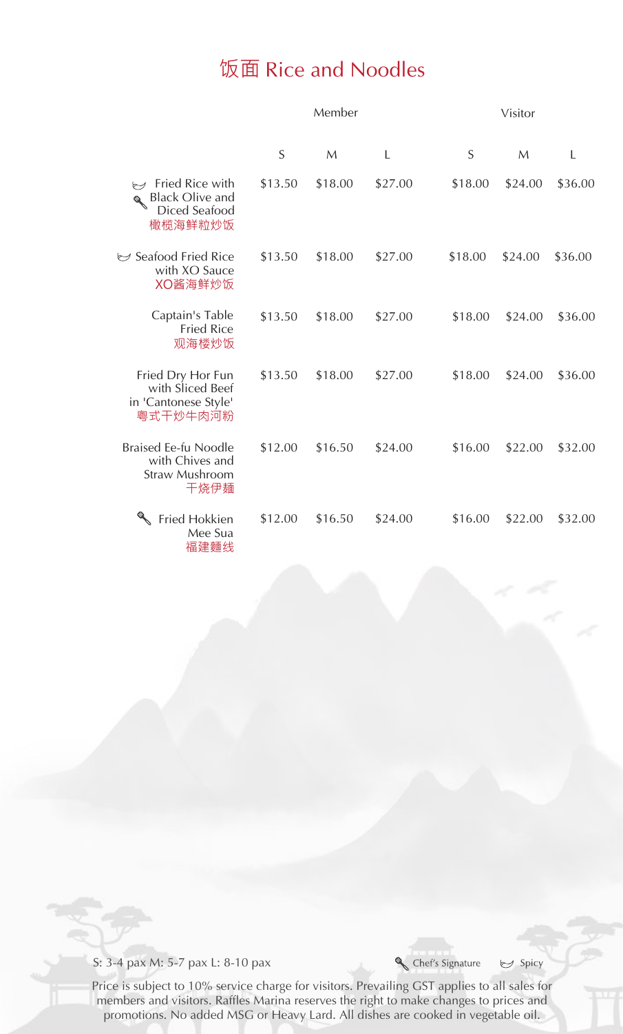# 饭面 Rice and Noodles

| | Member | | | Visitor | | |
|---|---|---|---|---|---|---|
| | S | M | L | S | M | L |
| (Spicy) (Chef's Signature) Fried Rice with Black Olive and Diced Seafood 橄榄海鲜粒炒饭 | $13.50 | $18.00 | $27.00 | $18.00 | $24.00 | $36.00 |
| (Spicy) Seafood Fried Rice with XO Sauce XO酱海鲜炒饭 | $13.50 | $18.00 | $27.00 | $18.00 | $24.00 | $36.00 |
| Captain's Table Fried Rice 观海楼炒饭 | $13.50 | $18.00 | $27.00 | $18.00 | $24.00 | $36.00 |
| Fried Dry Hor Fun with Sliced Beef in 'Cantonese Style' 粤式干炒牛肉河粉 | $13.50 | $18.00 | $27.00 | $18.00 | $24.00 | $36.00 |
| Braised Ee-fu Noodle with Chives and Straw Mushroom 干烧伊麵 | $12.00 | $16.50 | $24.00 | $16.00 | $22.00 | $32.00 |
| (Chef's Signature) Fried Hokkien Mee Sua 福建麵线 | $12.00 | $16.50 | $24.00 | $16.00 | $22.00 | $32.00 |

S: 3-4 pax M: 5-7 pax L: 8-10 pax

Chef's Signature | Spicy

Price is subject to 10% service charge for visitors. Prevailing GST applies to all sales for members and visitors. Raffles Marina reserves the right to make changes to prices and promotions. No added MSG or Heavy Lard. All dishes are cooked in vegetable oil.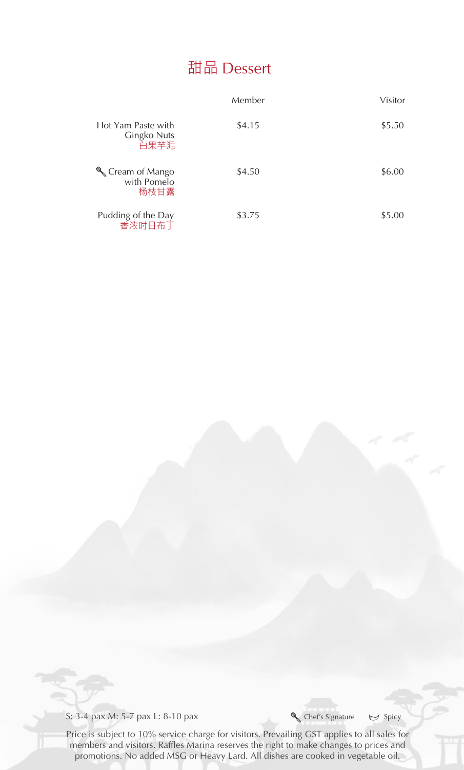# 甜品 Dessert

| | Member | Visitor |
|---|---|---|
| Hot Yam Paste with Gingko Nuts 白果芋泥 | $4.15 | $5.50 |
| Cream of Mango with Pomelo 杨枝甘露 | $4.50 | $6.00 |
| Pudding of the Day 香浓时日布丁 | $3.75 | $5.00 |

S: 3-4 pax M: 5-7 pax L: 8-10 pax

Chef's Signature Spicy

Price is subject to 10% service charge for visitors. Prevailing GST applies to all sales for members and visitors. Raffles Marina reserves the right to make changes to prices and promotions. No added MSG or Heavy Lard. All dishes are cooked in vegetable oil.